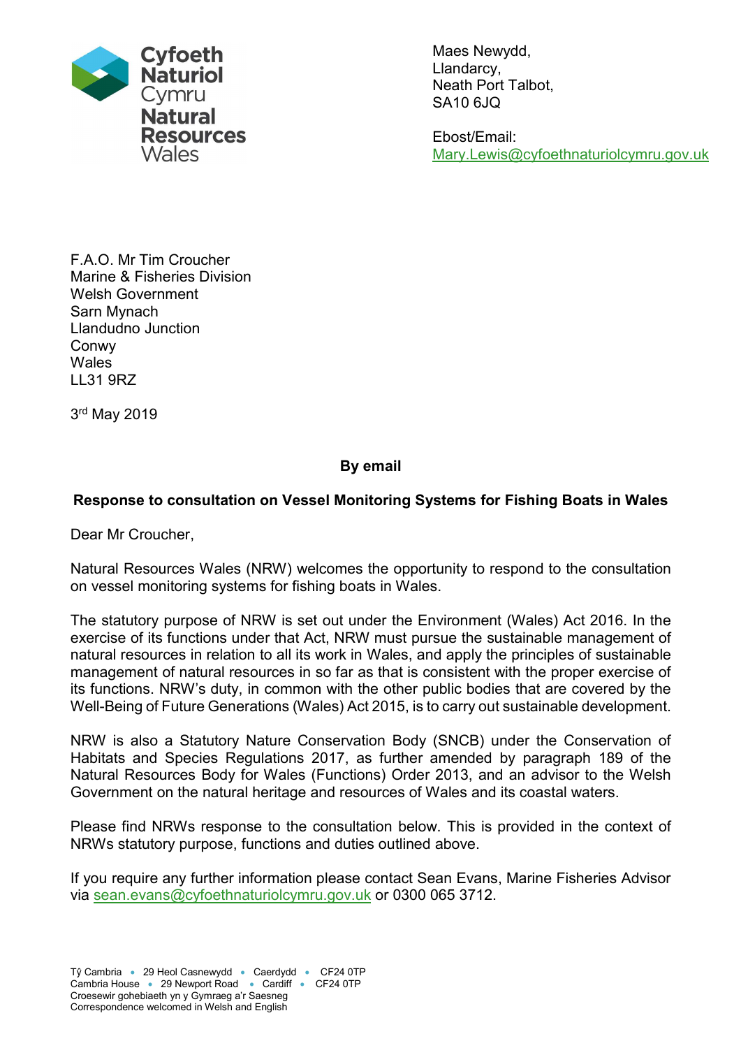Cyfoeth Naturiol Cymru
Natural Resources Wales

Maes Newydd,
Llandarcy,
Neath Port Talbot,
SA10 6JQ

Ebost/Email:
Mary.Lewis@cyfoethnaturiolcymru.gov.uk

F.A.O. Mr Tim Croucher
Marine & Fisheries Division
Welsh Government
Sarn Mynach
Llandudno Junction
Conwy
Wales
LL31 9RZ

3rd May 2019

**By email**

**Response to consultation on Vessel Monitoring Systems for Fishing Boats in Wales**

Dear Mr Croucher,

Natural Resources Wales (NRW) welcomes the opportunity to respond to the consultation on vessel monitoring systems for fishing boats in Wales.

The statutory purpose of NRW is set out under the Environment (Wales) Act 2016. In the exercise of its functions under that Act, NRW must pursue the sustainable management of natural resources in relation to all its work in Wales, and apply the principles of sustainable management of natural resources in so far as that is consistent with the proper exercise of its functions. NRW's duty, in common with the other public bodies that are covered by the Well-Being of Future Generations (Wales) Act 2015, is to carry out sustainable development.

NRW is also a Statutory Nature Conservation Body (SNCB) under the Conservation of Habitats and Species Regulations 2017, as further amended by paragraph 189 of the Natural Resources Body for Wales (Functions) Order 2013, and an advisor to the Welsh Government on the natural heritage and resources of Wales and its coastal waters.

Please find NRWs response to the consultation below. This is provided in the context of NRWs statutory purpose, functions and duties outlined above.

If you require any further information please contact Sean Evans, Marine Fisheries Advisor via sean.evans@cyfoethnaturiolcymru.gov.uk or 0300 065 3712.

Tŷ Cambria • 29 Heol Casnewydd • Caerdydd • CF24 0TP
Cambria House • 29 Newport Road • Cardiff • CF24 0TP
Croesewir gohebiaeth yn y Gymraeg a'r Saesneg
Correspondence welcomed in Welsh and English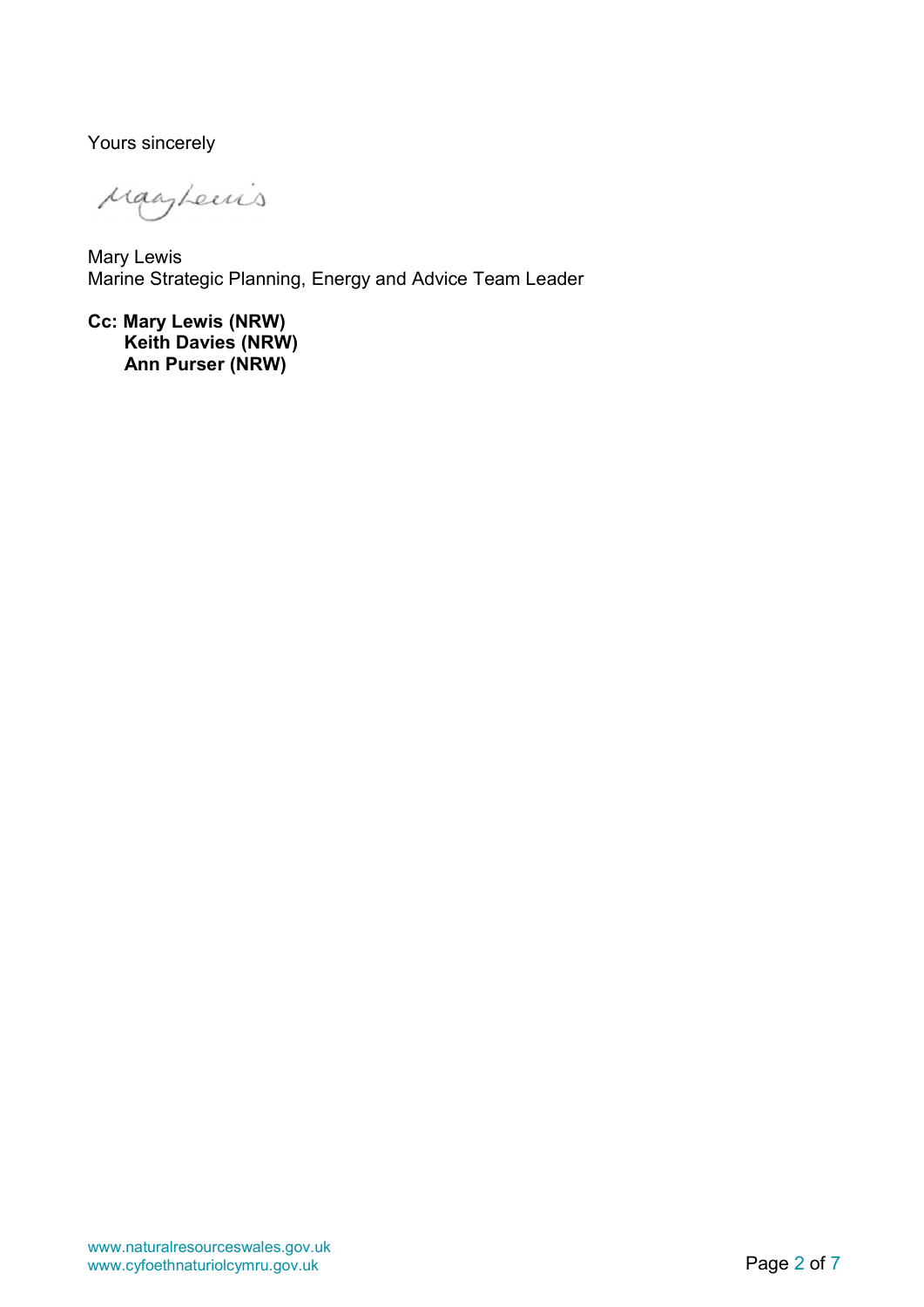Yours sincerely

Mary Lewis
Marine Strategic Planning, Energy and Advice Team Leader

**Cc: Mary Lewis (NRW)**
**Keith Davies (NRW)**
**Ann Purser (NRW)**

www.naturalresourceswales.gov.uk
www.cyfoethnaturiolcymru.gov.uk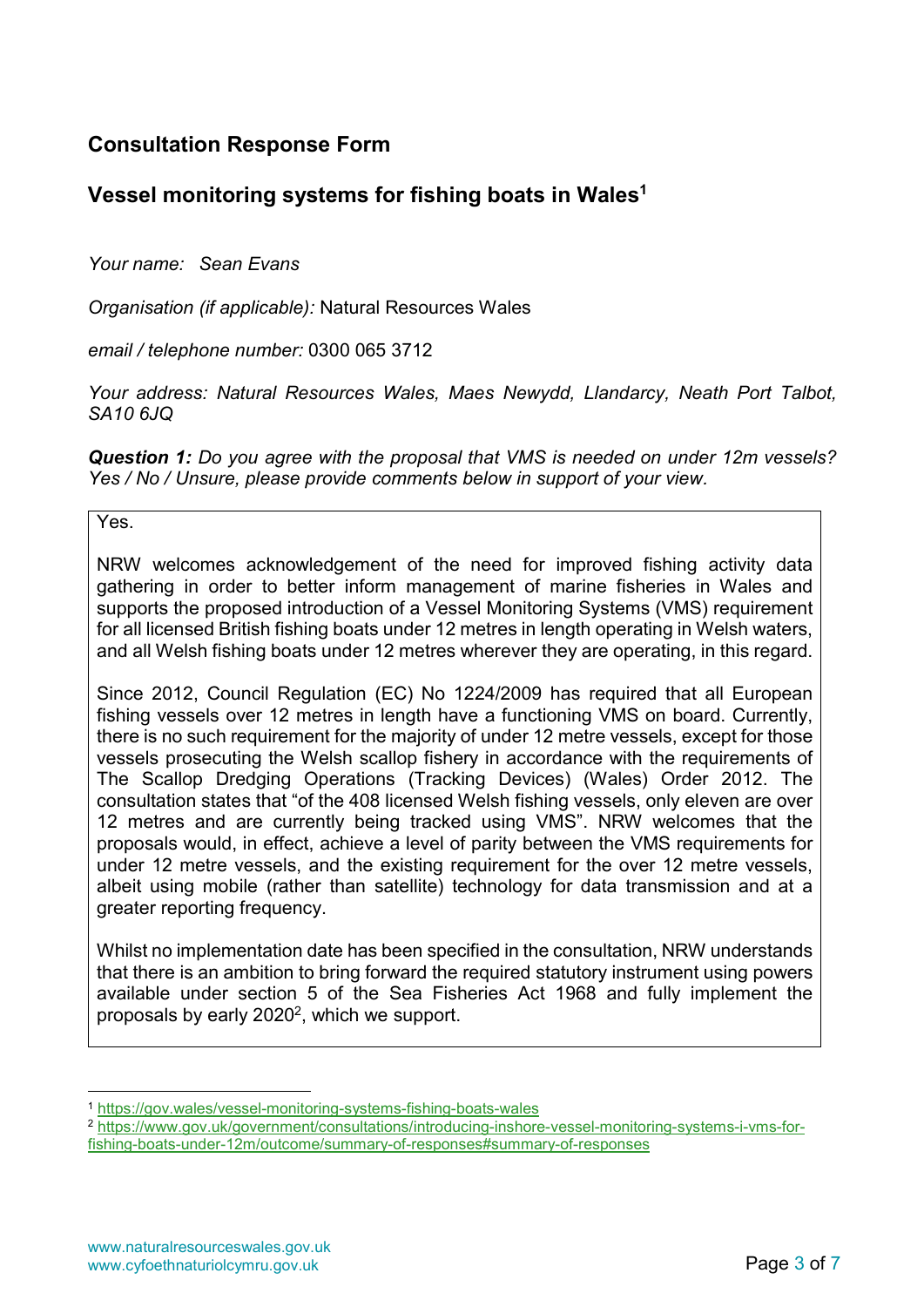## Consultation Response Form

## Vessel monitoring systems for fishing boats in Wales[1]

*Your name: Sean Evans*

*Organisation (if applicable):* Natural Resources Wales

*email / telephone number:* 0300 065 3712

*Your address: Natural Resources Wales, Maes Newydd, Llandarcy, Neath Port Talbot, SA10 6JQ*

***Question 1:*** *Do you agree with the proposal that VMS is needed on under 12m vessels? Yes / No / Unsure, please provide comments below in support of your view.*

Yes.

NRW welcomes acknowledgement of the need for improved fishing activity data gathering in order to better inform management of marine fisheries in Wales and supports the proposed introduction of a Vessel Monitoring Systems (VMS) requirement for all licensed British fishing boats under 12 metres in length operating in Welsh waters, and all Welsh fishing boats under 12 metres wherever they are operating, in this regard.

Since 2012, Council Regulation (EC) No 1224/2009 has required that all European fishing vessels over 12 metres in length have a functioning VMS on board. Currently, there is no such requirement for the majority of under 12 metre vessels, except for those vessels prosecuting the Welsh scallop fishery in accordance with the requirements of The Scallop Dredging Operations (Tracking Devices) (Wales) Order 2012. The consultation states that "of the 408 licensed Welsh fishing vessels, only eleven are over 12 metres and are currently being tracked using VMS". NRW welcomes that the proposals would, in effect, achieve a level of parity between the VMS requirements for under 12 metre vessels, and the existing requirement for the over 12 metre vessels, albeit using mobile (rather than satellite) technology for data transmission and at a greater reporting frequency.

Whilst no implementation date has been specified in the consultation, NRW understands that there is an ambition to bring forward the required statutory instrument using powers available under section 5 of the Sea Fisheries Act 1968 and fully implement the proposals by early 2020[2], which we support.

---

[1] https://gov.wales/vessel-monitoring-systems-fishing-boats-wales

[2] https://www.gov.uk/government/consultations/introducing-inshore-vessel-monitoring-systems-i-vms-for-fishing-boats-under-12m/outcome/summary-of-responses#summary-of-responses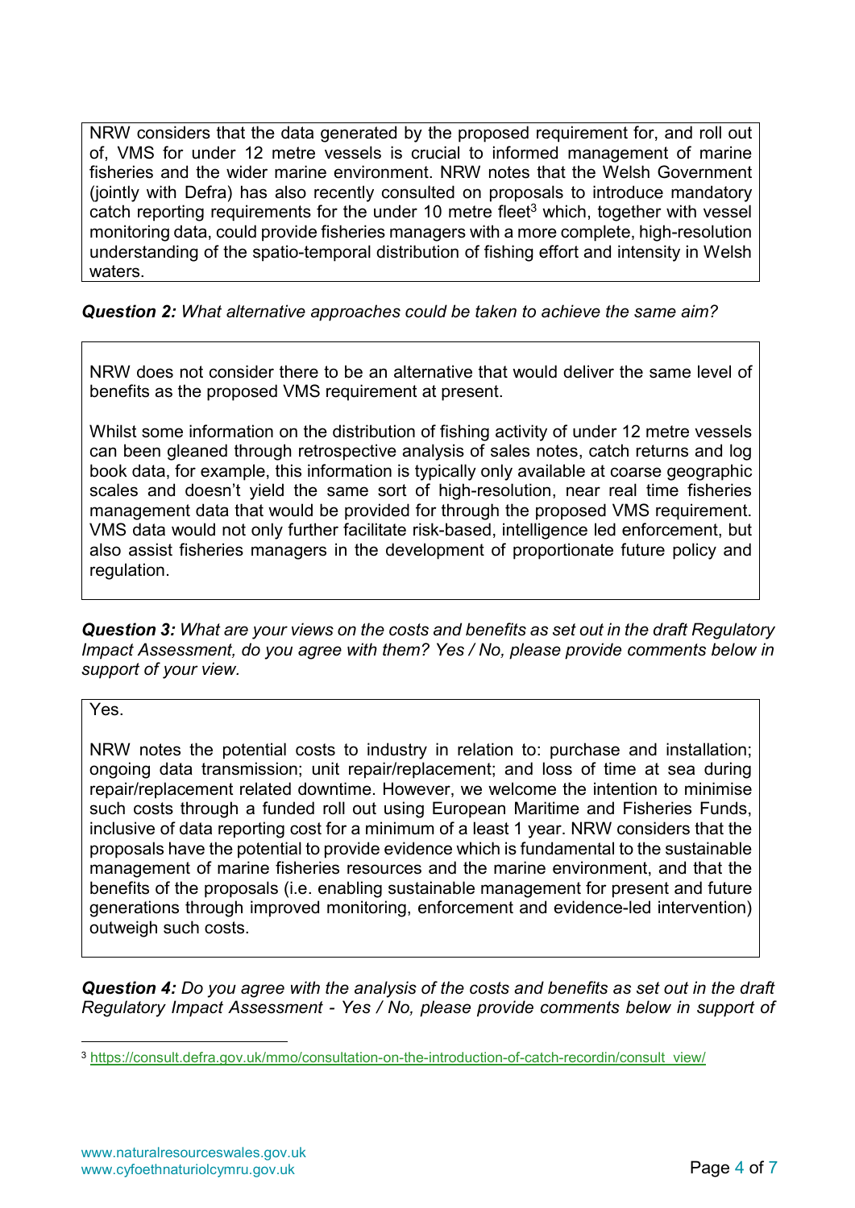NRW considers that the data generated by the proposed requirement for, and roll out of, VMS for under 12 metre vessels is crucial to informed management of marine fisheries and the wider marine environment. NRW notes that the Welsh Government (jointly with Defra) has also recently consulted on proposals to introduce mandatory catch reporting requirements for the under 10 metre fleet[3] which, together with vessel monitoring data, could provide fisheries managers with a more complete, high-resolution understanding of the spatio-temporal distribution of fishing effort and intensity in Welsh waters.

***Question 2:*** *What alternative approaches could be taken to achieve the same aim?*

NRW does not consider there to be an alternative that would deliver the same level of benefits as the proposed VMS requirement at present.

Whilst some information on the distribution of fishing activity of under 12 metre vessels can been gleaned through retrospective analysis of sales notes, catch returns and log book data, for example, this information is typically only available at coarse geographic scales and doesn't yield the same sort of high-resolution, near real time fisheries management data that would be provided for through the proposed VMS requirement. VMS data would not only further facilitate risk-based, intelligence led enforcement, but also assist fisheries managers in the development of proportionate future policy and regulation.

***Question 3:*** *What are your views on the costs and benefits as set out in the draft Regulatory Impact Assessment, do you agree with them? Yes / No, please provide comments below in support of your view.*

Yes.

NRW notes the potential costs to industry in relation to: purchase and installation; ongoing data transmission; unit repair/replacement; and loss of time at sea during repair/replacement related downtime. However, we welcome the intention to minimise such costs through a funded roll out using European Maritime and Fisheries Funds, inclusive of data reporting cost for a minimum of a least 1 year. NRW considers that the proposals have the potential to provide evidence which is fundamental to the sustainable management of marine fisheries resources and the marine environment, and that the benefits of the proposals (i.e. enabling sustainable management for present and future generations through improved monitoring, enforcement and evidence-led intervention) outweigh such costs.

***Question 4:*** *Do you agree with the analysis of the costs and benefits as set out in the draft Regulatory Impact Assessment - Yes / No, please provide comments below in support of*

---

[3] https://consult.defra.gov.uk/mmo/consultation-on-the-introduction-of-catch-recordin/consult_view/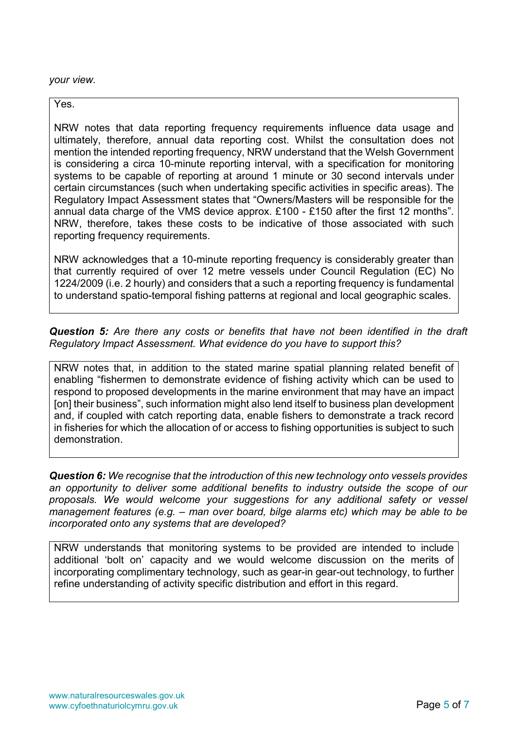*your view.*

Yes.

NRW notes that data reporting frequency requirements influence data usage and ultimately, therefore, annual data reporting cost. Whilst the consultation does not mention the intended reporting frequency, NRW understand that the Welsh Government is considering a circa 10-minute reporting interval, with a specification for monitoring systems to be capable of reporting at around 1 minute or 30 second intervals under certain circumstances (such when undertaking specific activities in specific areas). The Regulatory Impact Assessment states that "Owners/Masters will be responsible for the annual data charge of the VMS device approx. £100 - £150 after the first 12 months". NRW, therefore, takes these costs to be indicative of those associated with such reporting frequency requirements.

NRW acknowledges that a 10-minute reporting frequency is considerably greater than that currently required of over 12 metre vessels under Council Regulation (EC) No 1224/2009 (i.e. 2 hourly) and considers that a such a reporting frequency is fundamental to understand spatio-temporal fishing patterns at regional and local geographic scales.

***Question 5:*** *Are there any costs or benefits that have not been identified in the draft Regulatory Impact Assessment. What evidence do you have to support this?*

NRW notes that, in addition to the stated marine spatial planning related benefit of enabling "fishermen to demonstrate evidence of fishing activity which can be used to respond to proposed developments in the marine environment that may have an impact [on] their business", such information might also lend itself to business plan development and, if coupled with catch reporting data, enable fishers to demonstrate a track record in fisheries for which the allocation of or access to fishing opportunities is subject to such demonstration.

***Question 6:*** *We recognise that the introduction of this new technology onto vessels provides an opportunity to deliver some additional benefits to industry outside the scope of our proposals. We would welcome your suggestions for any additional safety or vessel management features (e.g. – man over board, bilge alarms etc) which may be able to be incorporated onto any systems that are developed?*

NRW understands that monitoring systems to be provided are intended to include additional 'bolt on' capacity and we would welcome discussion on the merits of incorporating complimentary technology, such as gear-in gear-out technology, to further refine understanding of activity specific distribution and effort in this regard.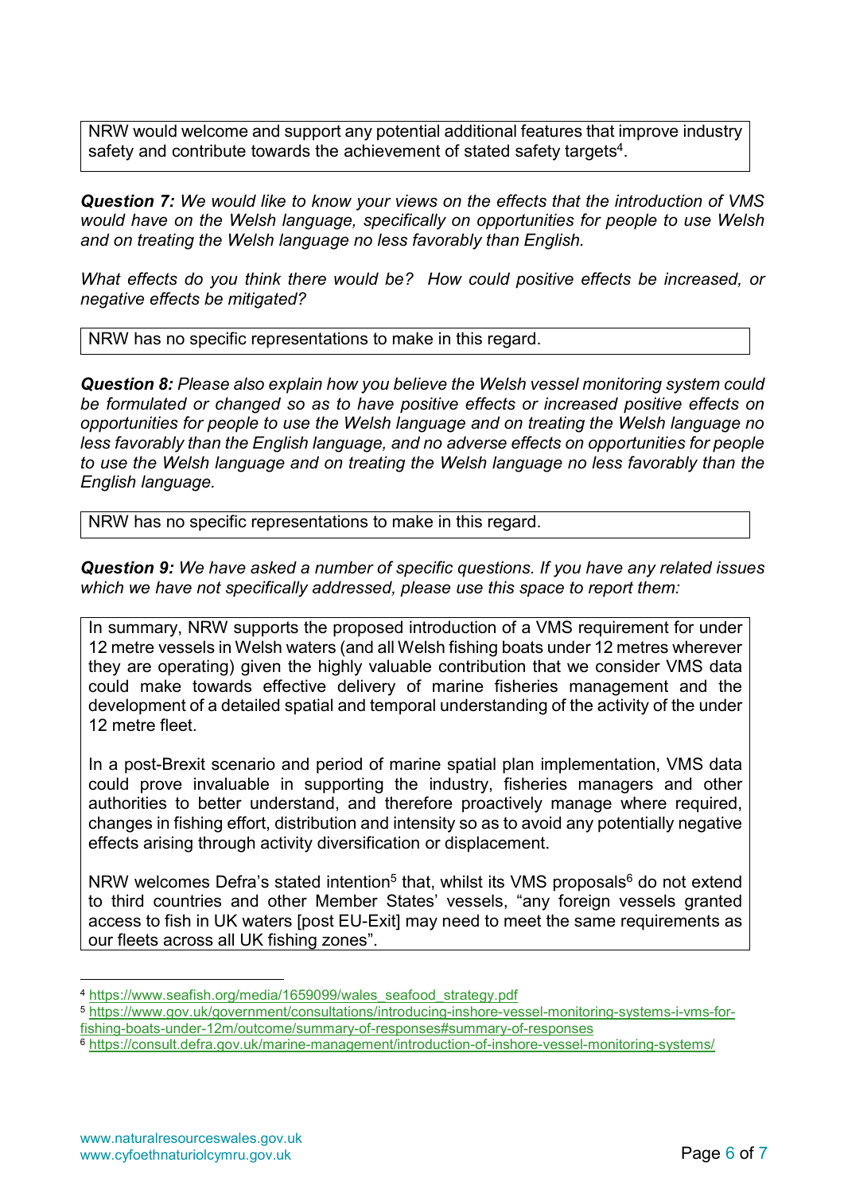NRW would welcome and support any potential additional features that improve industry safety and contribute towards the achievement of stated safety targets[4].

***Question 7:*** *We would like to know your views on the effects that the introduction of VMS would have on the Welsh language, specifically on opportunities for people to use Welsh and on treating the Welsh language no less favorably than English.*

*What effects do you think there would be? How could positive effects be increased, or negative effects be mitigated?*

NRW has no specific representations to make in this regard.

***Question 8:*** *Please also explain how you believe the Welsh vessel monitoring system could be formulated or changed so as to have positive effects or increased positive effects on opportunities for people to use the Welsh language and on treating the Welsh language no less favorably than the English language, and no adverse effects on opportunities for people to use the Welsh language and on treating the Welsh language no less favorably than the English language.*

NRW has no specific representations to make in this regard.

***Question 9:*** *We have asked a number of specific questions. If you have any related issues which we have not specifically addressed, please use this space to report them:*

In summary, NRW supports the proposed introduction of a VMS requirement for under 12 metre vessels in Welsh waters (and all Welsh fishing boats under 12 metres wherever they are operating) given the highly valuable contribution that we consider VMS data could make towards effective delivery of marine fisheries management and the development of a detailed spatial and temporal understanding of the activity of the under 12 metre fleet.

In a post-Brexit scenario and period of marine spatial plan implementation, VMS data could prove invaluable in supporting the industry, fisheries managers and other authorities to better understand, and therefore proactively manage where required, changes in fishing effort, distribution and intensity so as to avoid any potentially negative effects arising through activity diversification or displacement.

NRW welcomes Defra's stated intention[5] that, whilst its VMS proposals[6] do not extend to third countries and other Member States' vessels, "any foreign vessels granted access to fish in UK waters [post EU-Exit] may need to meet the same requirements as our fleets across all UK fishing zones".

---

[4] https://www.seafish.org/media/1659099/wales_seafood_strategy.pdf

[5] https://www.gov.uk/government/consultations/introducing-inshore-vessel-monitoring-systems-i-vms-for-fishing-boats-under-12m/outcome/summary-of-responses#summary-of-responses

[6] https://consult.defra.gov.uk/marine-management/introduction-of-inshore-vessel-monitoring-systems/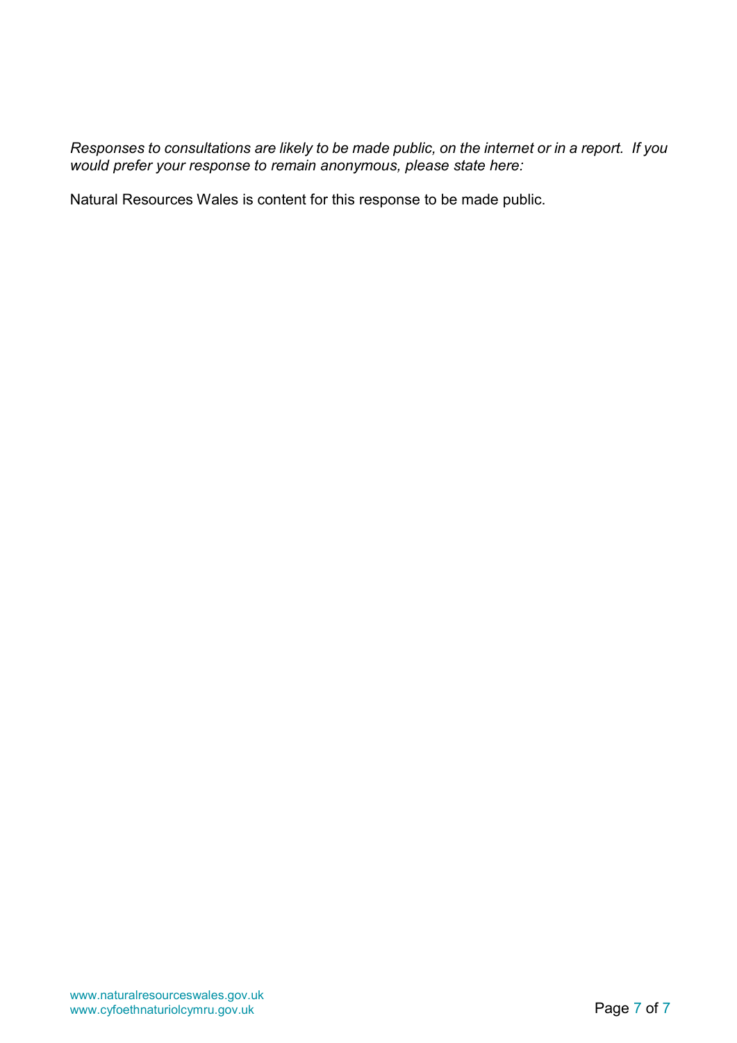*Responses to consultations are likely to be made public, on the internet or in a report. If you would prefer your response to remain anonymous, please state here:*

Natural Resources Wales is content for this response to be made public.